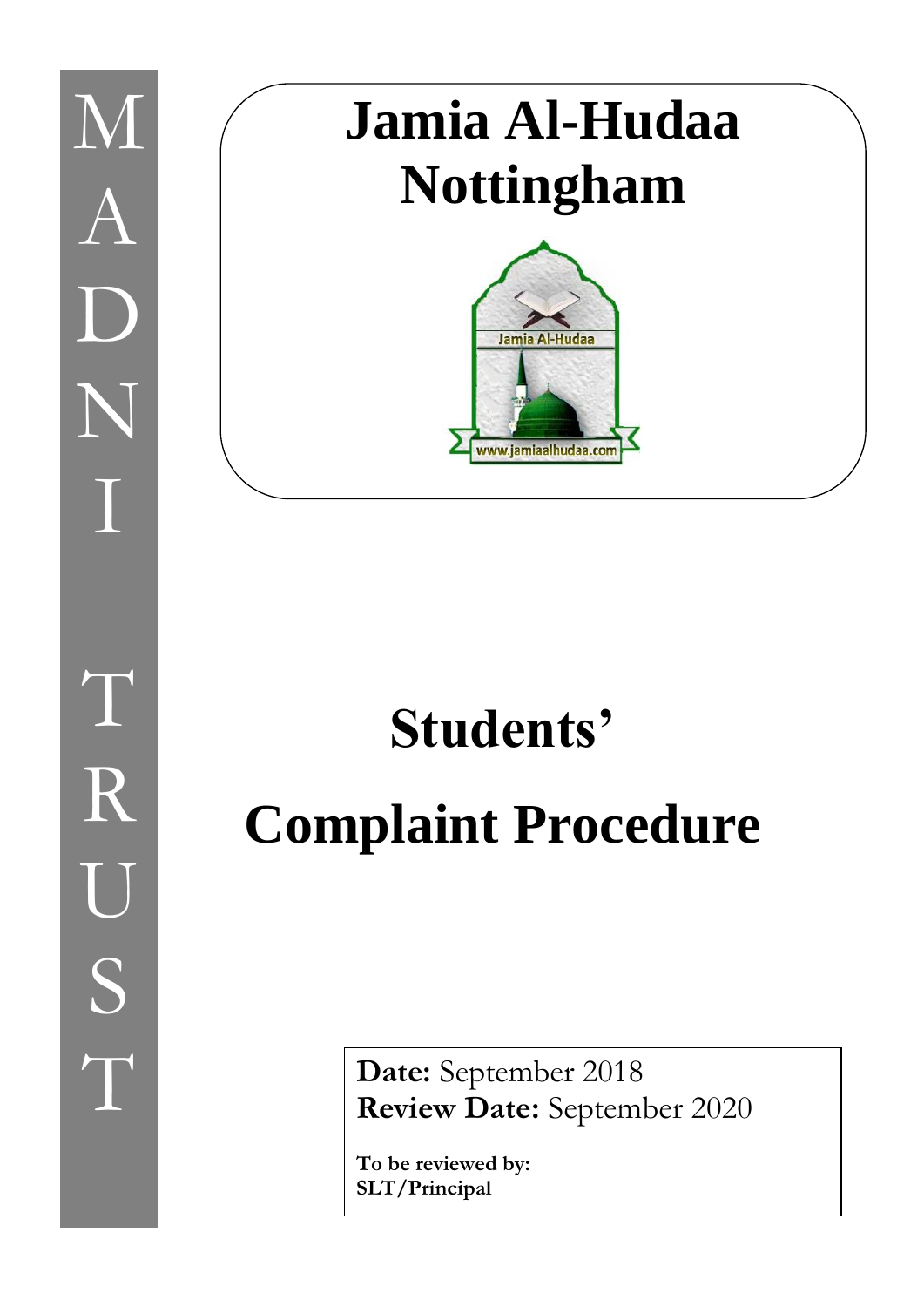MADNI TRUST

# Jamia Al-Hudaa Nottingham

# Students' Complaint Procedure

**Date:** September 2018
**Review Date:** September 2020

**To be reviewed by:**
**SLT/Principal**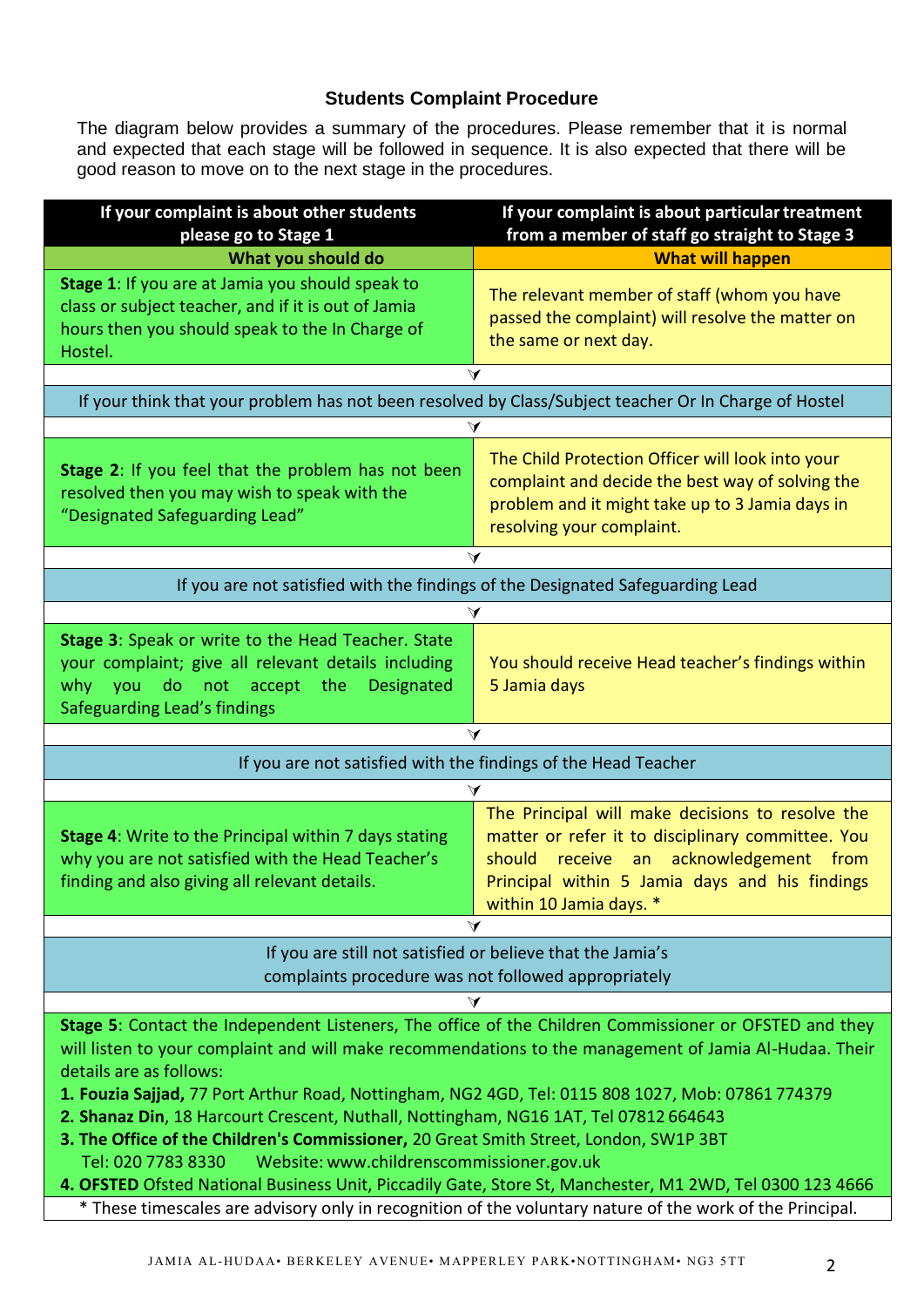## Students Complaint Procedure

The diagram below provides a summary of the procedures. Please remember that it is normal and expected that each stage will be followed in sequence. It is also expected that there will be good reason to move on to the next stage in the procedures.

| If your complaint is about other students please go to Stage 1 | If your complaint is about particular treatment from a member of staff go straight to Stage 3 |
|---|---|
| **What you should do** | **What will happen** |
| **Stage 1**: If you are at Jamia you should speak to class or subject teacher, and if it is out of Jamia hours then you should speak to the In Charge of Hostel. | The relevant member of staff (whom you have passed the complaint) will resolve the matter on the same or next day. |
| ⮟ | |
| If your think that your problem has not been resolved by Class/Subject teacher Or In Charge of Hostel | |
| ⮟ | |
| **Stage 2**: If you feel that the problem has not been resolved then you may wish to speak with the "Designated Safeguarding Lead" | The Child Protection Officer will look into your complaint and decide the best way of solving the problem and it might take up to 3 Jamia days in resolving your complaint. |
| ⮟ | |
| If you are not satisfied with the findings of the Designated Safeguarding Lead | |
| ⮟ | |
| **Stage 3**: Speak or write to the Head Teacher. State your complaint; give all relevant details including why you do not accept the Designated Safeguarding Lead's findings | You should receive Head teacher's findings within 5 Jamia days |
| ⮟ | |
| If you are not satisfied with the findings of the Head Teacher | |
| ⮟ | |
| **Stage 4**: Write to the Principal within 7 days stating why you are not satisfied with the Head Teacher's finding and also giving all relevant details. | The Principal will make decisions to resolve the matter or refer it to disciplinary committee. You should receive an acknowledgement from Principal within 5 Jamia days and his findings within 10 Jamia days. * |
| ⮟ | |
| If you are still not satisfied or believe that the Jamia's complaints procedure was not followed appropriately | |
| ⮟ | |

**Stage 5**: Contact the Independent Listeners, The office of the Children Commissioner or OFSTED and they will listen to your complaint and will make recommendations to the management of Jamia Al-Hudaa. Their details are as follows:

1. **Fouzia Sajjad,** 77 Port Arthur Road, Nottingham, NG2 4GD, Tel: 0115 808 1027, Mob: 07861 774379
2. **Shanaz Din**, 18 Harcourt Crescent, Nuthall, Nottingham, NG16 1AT, Tel 07812 664643
3. **The Office of the Children's Commissioner,** 20 Great Smith Street, London, SW1P 3BT
   Tel: 020 7783 8330 Website: www.childrenscommissioner.gov.uk
4. **OFSTED** Ofsted National Business Unit, Piccadily Gate, Store St, Manchester, M1 2WD, Tel 0300 123 4666

\* These timescales are advisory only in recognition of the voluntary nature of the work of the Principal.